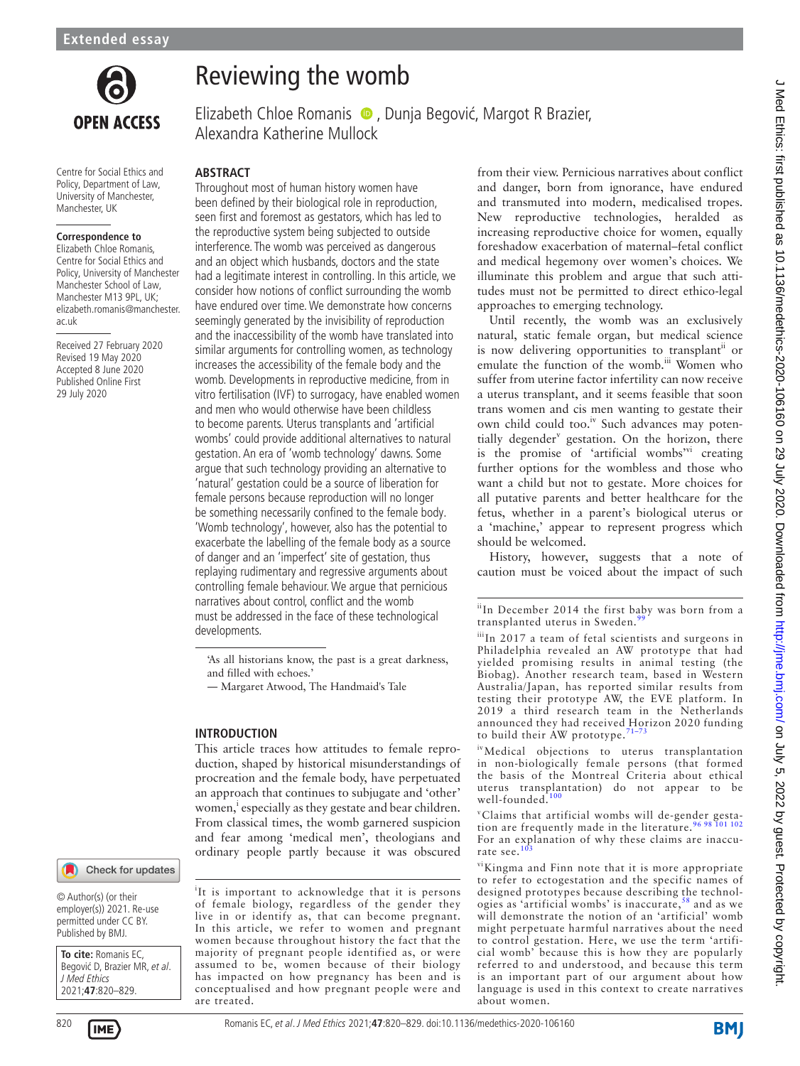Extended essay

# Reviewing the womb

Elizabeth Chloe Romanis, Dunja Begović, Margot R Brazier, Alexandra Katherine Mullock

Centre for Social Ethics and Policy, Department of Law, University of Manchester, Manchester, UK

**Correspondence to**
Elizabeth Chloe Romanis, Centre for Social Ethics and Policy, University of Manchester Manchester School of Law, Manchester M13 9PL, UK; elizabeth.romanis@manchester.ac.uk

Received 27 February 2020
Revised 19 May 2020
Accepted 8 June 2020
Published Online First 29 July 2020

© Author(s) (or their employer(s)) 2021. Re-use permitted under CC BY. Published by BMJ.

**To cite:** Romanis EC, Begović D, Brazier MR, *et al*. *J Med Ethics* 2021;**47**:820–829.

## ABSTRACT

Throughout most of human history women have been defined by their biological role in reproduction, seen first and foremost as gestators, which has led to the reproductive system being subjected to outside interference. The womb was perceived as dangerous and an object which husbands, doctors and the state had a legitimate interest in controlling. In this article, we consider how notions of conflict surrounding the womb have endured over time. We demonstrate how concerns seemingly generated by the invisibility of reproduction and the inaccessibility of the womb have translated into similar arguments for controlling women, as technology increases the accessibility of the female body and the womb. Developments in reproductive medicine, from in vitro fertilisation (IVF) to surrogacy, have enabled women and men who would otherwise have been childless to become parents. Uterus transplants and 'artificial wombs' could provide additional alternatives to natural gestation. An era of 'womb technology' dawns. Some argue that such technology providing an alternative to 'natural' gestation could be a source of liberation for female persons because reproduction will no longer be something necessarily confined to the female body. 'Womb technology', however, also has the potential to exacerbate the labelling of the female body as a source of danger and an 'imperfect' site of gestation, thus replaying rudimentary and regressive arguments about controlling female behaviour. We argue that pernicious narratives about control, conflict and the womb must be addressed in the face of these technological developments.

'As all historians know, the past is a great darkness, and filled with echoes.'
— Margaret Atwood, The Handmaid's Tale

## INTRODUCTION

This article traces how attitudes to female reproduction, shaped by historical misunderstandings of procreation and the female body, have perpetuated an approach that continues to subjugate and 'other' women,[i] especially as they gestate and bear children. From classical times, the womb garnered suspicion and fear among 'medical men', theologians and ordinary people partly because it was obscured from their view. Pernicious narratives about conflict and danger, born from ignorance, have endured and transmuted into modern, medicalised tropes. New reproductive technologies, heralded as increasing reproductive choice for women, equally foreshadow exacerbation of maternal–fetal conflict and medical hegemony over women's choices. We illuminate this problem and argue that such attitudes must not be permitted to direct ethico-legal approaches to emerging technology.

Until recently, the womb was an exclusively natural, static female organ, but medical science is now delivering opportunities to transplant[ii] or emulate the function of the womb.[iii] Women who suffer from uterine factor infertility can now receive a uterus transplant, and it seems feasible that soon trans women and cis men wanting to gestate their own child could too.[iv] Such advances may potentially degender[v] gestation. On the horizon, there is the promise of 'artificial wombs'[vi] creating further options for the wombless and those who want a child but not to gestate. More choices for all putative parents and better healthcare for the fetus, whether in a parent's biological uterus or a 'machine,' appear to represent progress which should be welcomed.

History, however, suggests that a note of caution must be voiced about the impact of such

---

[i]It is important to acknowledge that it is persons of female biology, regardless of the gender they live in or identify as, that can become pregnant. In this article, we refer to women and pregnant women because throughout history the fact that the majority of pregnant people identified as, or were assumed to be, women because of their biology has impacted on how pregnancy has been and is conceptualised and how pregnant people were and are treated.

[ii]In December 2014 the first baby was born from a transplanted uterus in Sweden.[99]

[iii]In 2017 a team of fetal scientists and surgeons in Philadelphia revealed an AW prototype that had yielded promising results in animal testing (the Biobag). Another research team, based in Western Australia/Japan, has reported similar results from testing their prototype AW, the EVE platform. In 2019 a third research team in the Netherlands announced they had received Horizon 2020 funding to build their AW prototype.[71–73]

[iv]Medical objections to uterus transplantation in non-biologically female persons (that formed the basis of the Montreal Criteria about ethical uterus transplantation) do not appear to be well-founded.[100]

[v]Claims that artificial wombs will de-gender gestation are frequently made in the literature.[96 98 101 102] For an explanation of why these claims are inaccurate see.[103]

[vi]Kingma and Finn note that it is more appropriate to refer to ectogestation and the specific names of designed prototypes because describing the technologies as 'artificial wombs' is inaccurate,[58] and as we will demonstrate the notion of an 'artificial' womb might perpetuate harmful narratives about the need to control gestation. Here, we use the term 'artificial womb' because this is how they are popularly referred to and understood, and because this term is an important part of our argument about how language is used in this context to create narratives about women.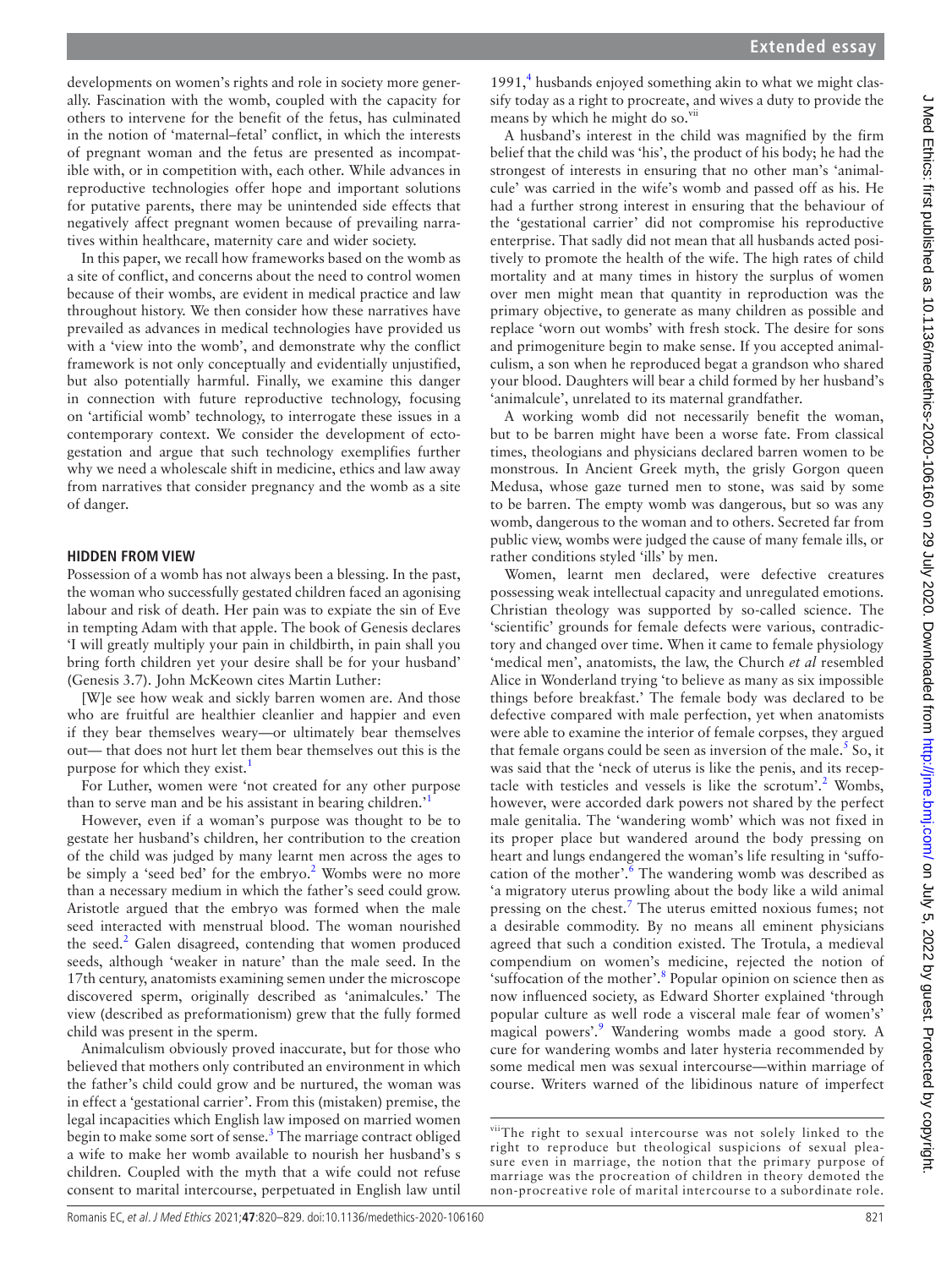developments on women's rights and role in society more generally. Fascination with the womb, coupled with the capacity for others to intervene for the benefit of the fetus, has culminated in the notion of 'maternal–fetal' conflict, in which the interests of pregnant woman and the fetus are presented as incompatible with, or in competition with, each other. While advances in reproductive technologies offer hope and important solutions for putative parents, there may be unintended side effects that negatively affect pregnant women because of prevailing narratives within healthcare, maternity care and wider society.

In this paper, we recall how frameworks based on the womb as a site of conflict, and concerns about the need to control women because of their wombs, are evident in medical practice and law throughout history. We then consider how these narratives have prevailed as advances in medical technologies have provided us with a 'view into the womb', and demonstrate why the conflict framework is not only conceptually and evidentially unjustified, but also potentially harmful. Finally, we examine this danger in connection with future reproductive technology, focusing on 'artificial womb' technology, to interrogate these issues in a contemporary context. We consider the development of ectogestation and argue that such technology exemplifies further why we need a wholescale shift in medicine, ethics and law away from narratives that consider pregnancy and the womb as a site of danger.

## HIDDEN FROM VIEW

Possession of a womb has not always been a blessing. In the past, the woman who successfully gestated children faced an agonising labour and risk of death. Her pain was to expiate the sin of Eve in tempting Adam with that apple. The book of Genesis declares 'I will greatly multiply your pain in childbirth, in pain shall you bring forth children yet your desire shall be for your husband' (Genesis 3.7). John McKeown cites Martin Luther:

> [W]e see how weak and sickly barren women are. And those who are fruitful are healthier cleanlier and happier and even if they bear themselves weary—or ultimately bear themselves out— that does not hurt let them bear themselves out this is the purpose for which they exist.[1]

For Luther, women were 'not created for any other purpose than to serve man and be his assistant in bearing children.'[1]

However, even if a woman's purpose was thought to be to gestate her husband's children, her contribution to the creation of the child was judged by many learnt men across the ages to be simply a 'seed bed' for the embryo.[2] Wombs were no more than a necessary medium in which the father's seed could grow. Aristotle argued that the embryo was formed when the male seed interacted with menstrual blood. The woman nourished the seed.[2] Galen disagreed, contending that women produced seeds, although 'weaker in nature' than the male seed. In the 17th century, anatomists examining semen under the microscope discovered sperm, originally described as 'animalcules.' The view (described as preformationism) grew that the fully formed child was present in the sperm.

Animalculism obviously proved inaccurate, but for those who believed that mothers only contributed an environment in which the father's child could grow and be nurtured, the woman was in effect a 'gestational carrier'. From this (mistaken) premise, the legal incapacities which English law imposed on married women begin to make some sort of sense.[3] The marriage contract obliged a wife to make her womb available to nourish her husband's s children. Coupled with the myth that a wife could not refuse consent to marital intercourse, perpetuated in English law until 1991,[4] husbands enjoyed something akin to what we might classify today as a right to procreate, and wives a duty to provide the means by which he might do so.[vii]

A husband's interest in the child was magnified by the firm belief that the child was 'his', the product of his body; he had the strongest of interests in ensuring that no other man's 'animalcule' was carried in the wife's womb and passed off as his. He had a further strong interest in ensuring that the behaviour of the 'gestational carrier' did not compromise his reproductive enterprise. That sadly did not mean that all husbands acted positively to promote the health of the wife. The high rates of child mortality and at many times in history the surplus of women over men might mean that quantity in reproduction was the primary objective, to generate as many children as possible and replace 'worn out wombs' with fresh stock. The desire for sons and primogeniture begin to make sense. If you accepted animalculism, a son when he reproduced begat a grandson who shared your blood. Daughters will bear a child formed by her husband's 'animalcule', unrelated to its maternal grandfather.

A working womb did not necessarily benefit the woman, but to be barren might have been a worse fate. From classical times, theologians and physicians declared barren women to be monstrous. In Ancient Greek myth, the grisly Gorgon queen Medusa, whose gaze turned men to stone, was said by some to be barren. The empty womb was dangerous, but so was any womb, dangerous to the woman and to others. Secreted far from public view, wombs were judged the cause of many female ills, or rather conditions styled 'ills' by men.

Women, learnt men declared, were defective creatures possessing weak intellectual capacity and unregulated emotions. Christian theology was supported by so-called science. The 'scientific' grounds for female defects were various, contradictory and changed over time. When it came to female physiology 'medical men', anatomists, the law, the Church *et al* resembled Alice in Wonderland trying 'to believe as many as six impossible things before breakfast.' The female body was declared to be defective compared with male perfection, yet when anatomists were able to examine the interior of female corpses, they argued that female organs could be seen as inversion of the male.[5] So, it was said that the 'neck of uterus is like the penis, and its receptacle with testicles and vessels is like the scrotum'.[2] Wombs, however, were accorded dark powers not shared by the perfect male genitalia. The 'wandering womb' which was not fixed in its proper place but wandered around the body pressing on heart and lungs endangered the woman's life resulting in 'suffocation of the mother'.[6] The wandering womb was described as 'a migratory uterus prowling about the body like a wild animal pressing on the chest.[7] The uterus emitted noxious fumes; not a desirable commodity. By no means all eminent physicians agreed that such a condition existed. The Trotula, a medieval compendium on women's medicine, rejected the notion of 'suffocation of the mother'.[8] Popular opinion on science then as now influenced society, as Edward Shorter explained 'through popular culture as well rode a visceral male fear of women's' magical powers'.[9] Wandering wombs made a good story. A cure for wandering wombs and later hysteria recommended by some medical men was sexual intercourse—within marriage of course. Writers warned of the libidinous nature of imperfect

---

[vii] The right to sexual intercourse was not solely linked to the right to reproduce but theological suspicions of sexual pleasure even in marriage, the notion that the primary purpose of marriage was the procreation of children in theory demoted the non-procreative role of marital intercourse to a subordinate role.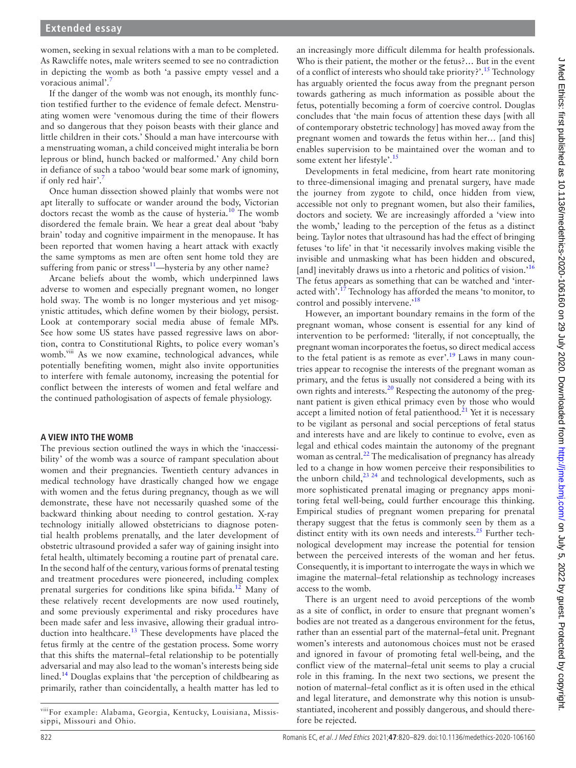women, seeking in sexual relations with a man to be completed. As Rawcliffe notes, male writers seemed to see no contradiction in depicting the womb as both 'a passive empty vessel and a voracious animal'.[7]

If the danger of the womb was not enough, its monthly function testified further to the evidence of female defect. Menstruating women were 'venomous during the time of their flowers and so dangerous that they poison beasts with their glance and little children in their cots.' Should a man have intercourse with a menstruating woman, a child conceived might interalia be born leprous or blind, hunch backed or malformed.' Any child born in defiance of such a taboo 'would bear some mark of ignominy, if only red hair'.[7]

Once human dissection showed plainly that wombs were not apt literally to suffocate or wander around the body, Victorian doctors recast the womb as the cause of hysteria.[10] The womb disordered the female brain. We hear a great deal about 'baby brain' today and cognitive impairment in the menopause. It has been reported that women having a heart attack with exactly the same symptoms as men are often sent home told they are suffering from panic or stress[11]—hysteria by any other name?

Arcane beliefs about the womb, which underpinned laws adverse to women and especially pregnant women, no longer hold sway. The womb is no longer mysterious and yet misogynistic attitudes, which define women by their biology, persist. Look at contemporary social media abuse of female MPs. See how some US states have passed regressive laws on abortion, contra to Constitutional Rights, to police every woman's womb.[viii] As we now examine, technological advances, while potentially benefiting women, might also invite opportunities to interfere with female autonomy, increasing the potential for conflict between the interests of women and fetal welfare and the continued pathologisation of aspects of female physiology.

## A VIEW INTO THE WOMB

The previous section outlined the ways in which the 'inaccessibility' of the womb was a source of rampant speculation about women and their pregnancies. Twentieth century advances in medical technology have drastically changed how we engage with women and the fetus during pregnancy, though as we will demonstrate, these have not necessarily quashed some of the backward thinking about needing to control gestation. X-ray technology initially allowed obstetricians to diagnose potential health problems prenatally, and the later development of obstetric ultrasound provided a safer way of gaining insight into fetal health, ultimately becoming a routine part of prenatal care. In the second half of the century, various forms of prenatal testing and treatment procedures were pioneered, including complex prenatal surgeries for conditions like spina bifida.[12] Many of these relatively recent developments are now used routinely, and some previously experimental and risky procedures have been made safer and less invasive, allowing their gradual introduction into healthcare.[13] These developments have placed the fetus firmly at the centre of the gestation process. Some worry that this shifts the maternal–fetal relationship to be potentially adversarial and may also lead to the woman's interests being side lined.[14] Douglas explains that 'the perception of childbearing as primarily, rather than coincidentally, a health matter has led to an increasingly more difficult dilemma for health professionals. Who is their patient, the mother or the fetus?… But in the event of a conflict of interests who should take priority?'.[15] Technology has arguably oriented the focus away from the pregnant person towards gathering as much information as possible about the fetus, potentially becoming a form of coercive control. Douglas concludes that 'the main focus of attention these days [with all of contemporary obstetric technology] has moved away from the pregnant women and towards the fetus within her… [and this] enables supervision to be maintained over the woman and to some extent her lifestyle'.[15]

Developments in fetal medicine, from heart rate monitoring to three-dimensional imaging and prenatal surgery, have made the journey from zygote to child, once hidden from view, accessible not only to pregnant women, but also their families, doctors and society. We are increasingly afforded a 'view into the womb,' leading to the perception of the fetus as a distinct being. Taylor notes that ultrasound has had the effect of bringing fetuses 'to life' in that 'it necessarily involves making visible the invisible and unmasking what has been hidden and obscured, [and] inevitably draws us into a rhetoric and politics of vision.'[16] The fetus appears as something that can be watched and 'interacted with'.[17] Technology has afforded the means 'to monitor, to control and possibly intervene.'[18]

However, an important boundary remains in the form of the pregnant woman, whose consent is essential for any kind of intervention to be performed: 'literally, if not conceptually, the pregnant woman incorporates the foetus, so direct medical access to the fetal patient is as remote as ever'.[19] Laws in many countries appear to recognise the interests of the pregnant woman as primary, and the fetus is usually not considered a being with its own rights and interests.[20] Respecting the autonomy of the pregnant patient is given ethical primacy even by those who would accept a limited notion of fetal patienthood.[21] Yet it is necessary to be vigilant as personal and social perceptions of fetal status and interests have and are likely to continue to evolve, even as legal and ethical codes maintain the autonomy of the pregnant woman as central.[22] The medicalisation of pregnancy has already led to a change in how women perceive their responsibilities to the unborn child,[23 24] and technological developments, such as more sophisticated prenatal imaging or pregnancy apps monitoring fetal well-being, could further encourage this thinking. Empirical studies of pregnant women preparing for prenatal therapy suggest that the fetus is commonly seen by them as a distinct entity with its own needs and interests.[25] Further technological development may increase the potential for tension between the perceived interests of the woman and her fetus. Consequently, it is important to interrogate the ways in which we imagine the maternal–fetal relationship as technology increases access to the womb.

There is an urgent need to avoid perceptions of the womb as a site of conflict, in order to ensure that pregnant women's bodies are not treated as a dangerous environment for the fetus, rather than an essential part of the maternal–fetal unit. Pregnant women's interests and autonomous choices must not be erased and ignored in favour of promoting fetal well-being, and the conflict view of the maternal–fetal unit seems to play a crucial role in this framing. In the next two sections, we present the notion of maternal–fetal conflict as it is often used in the ethical and legal literature, and demonstrate why this notion is unsubstantiated, incoherent and possibly dangerous, and should therefore be rejected.

[viii] For example: Alabama, Georgia, Kentucky, Louisiana, Mississippi, Missouri and Ohio.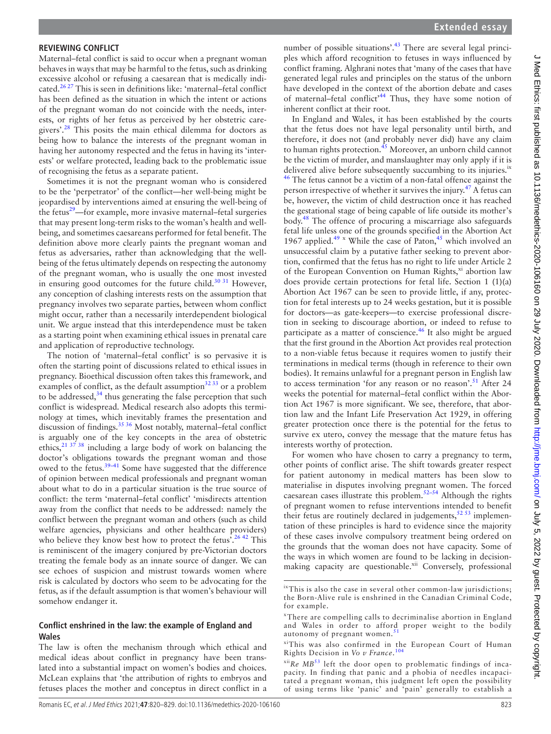## REVIEWING CONFLICT

Maternal–fetal conflict is said to occur when a pregnant woman behaves in ways that may be harmful to the fetus, such as drinking excessive alcohol or refusing a caesarean that is medically indicated.[26 27] This is seen in definitions like: 'maternal–fetal conflict has been defined as the situation in which the intent or actions of the pregnant woman do not coincide with the needs, interests, or rights of her fetus as perceived by her obstetric caregivers'.[28] This posits the main ethical dilemma for doctors as being how to balance the interests of the pregnant woman in having her autonomy respected and the fetus in having its 'interests' or welfare protected, leading back to the problematic issue of recognising the fetus as a separate patient.

Sometimes it is not the pregnant woman who is considered to be the 'perpetrator' of the conflict—her well-being might be jeopardised by interventions aimed at ensuring the well-being of the fetus[29]—for example, more invasive maternal–fetal surgeries that may present long-term risks to the woman's health and well-being, and sometimes caesareans performed for fetal benefit. The definition above more clearly paints the pregnant woman and fetus as adversaries, rather than acknowledging that the well-being of the fetus ultimately depends on respecting the autonomy of the pregnant woman, who is usually the one most invested in ensuring good outcomes for the future child.[30 31] However, any conception of clashing interests rests on the assumption that pregnancy involves two separate parties, between whom conflict might occur, rather than a necessarily interdependent biological unit. We argue instead that this interdependence must be taken as a starting point when examining ethical issues in prenatal care and application of reproductive technology.

The notion of 'maternal–fetal conflict' is so pervasive it is often the starting point of discussions related to ethical issues in pregnancy. Bioethical discussion often takes this framework, and examples of conflict, as the default assumption[32 33] or a problem to be addressed,[34] thus generating the false perception that such conflict is widespread. Medical research also adopts this terminology at times, which inevitably frames the presentation and discussion of findings.[35 36] Most notably, maternal–fetal conflict is arguably one of the key concepts in the area of obstetric ethics,[21 37 38] including a large body of work on balancing the doctor's obligations towards the pregnant woman and those owed to the fetus.[39–41] Some have suggested that the difference of opinion between medical professionals and pregnant woman about what to do in a particular situation is the true source of conflict: the term 'maternal–fetal conflict' 'misdirects attention away from the conflict that needs to be addressed: namely the conflict between the pregnant woman and others (such as child welfare agencies, physicians and other healthcare providers) who believe they know best how to protect the fetus'.[26 42] This is reminiscent of the imagery conjured by pre-Victorian doctors treating the female body as an innate source of danger. We can see echoes of suspicion and mistrust towards women where risk is calculated by doctors who seem to be advocating for the fetus, as if the default assumption is that women's behaviour will somehow endanger it.

### Conflict enshrined in the law: the example of England and Wales

The law is often the mechanism through which ethical and medical ideas about conflict in pregnancy have been translated into a substantial impact on women's bodies and choices. McLean explains that 'the attribution of rights to embryos and fetuses places the mother and conceptus in direct conflict in a number of possible situations'.[43] There are several legal principles which afford recognition to fetuses in ways influenced by conflict framing. Alghrani notes that 'many of the cases that have generated legal rules and principles on the status of the unborn have developed in the context of the abortion debate and cases of maternal–fetal conflict'[44] Thus, they have some notion of inherent conflict at their root.

In England and Wales, it has been established by the courts that the fetus does not have legal personality until birth, and therefore, it does not (and probably never did) have any claim to human rights protection.[45] Moreover, an unborn child cannot be the victim of murder, and manslaughter may only apply if it is delivered alive before subsequently succumbing to its injuries.[ix] [46] The fetus cannot be a victim of a non-fatal offence against the person irrespective of whether it survives the injury.[47] A fetus can be, however, the victim of child destruction once it has reached the gestational stage of being capable of life outside its mother's body.[48] The offence of procuring a miscarriage also safeguards fetal life unless one of the grounds specified in the Abortion Act 1967 applied.[49] [x] While the case of Paton,[45] which involved an unsuccessful claim by a putative father seeking to prevent abortion, confirmed that the fetus has no right to life under Article 2 of the European Convention on Human Rights,[xi] abortion law does provide certain protections for fetal life. Section 1 (1)(a) Abortion Act 1967 can be seen to provide little, if any, protection for fetal interests up to 24 weeks gestation, but it is possible for doctors—as gate-keepers—to exercise professional discretion in seeking to discourage abortion, or indeed to refuse to participate as a matter of conscience.[46] It also might be argued that the first ground in the Abortion Act provides real protection to a non-viable fetus because it requires women to justify their terminations in medical terms (though in reference to their own bodies). It remains unlawful for a pregnant person in English law to access termination 'for any reason or no reason'.[51] After 24 weeks the potential for maternal–fetal conflict within the Abortion Act 1967 is more significant. We see, therefore, that abortion law and the Infant Life Preservation Act 1929, in offering greater protection once there is the potential for the fetus to survive ex utero, convey the message that the mature fetus has interests worthy of protection.

For women who have chosen to carry a pregnancy to term, other points of conflict arise. The shift towards greater respect for patient autonomy in medical matters has been slow to materialise in disputes involving pregnant women. The forced caesarean cases illustrate this problem.[52–54] Although the rights of pregnant women to refuse interventions intended to benefit their fetus are routinely declared in judgements,[52 53] implementation of these principles is hard to evidence since the majority of these cases involve compulsory treatment being ordered on the grounds that the woman does not have capacity. Some of the ways in which women are found to be lacking in decision-making capacity are questionable.[xii] Conversely, professional

[ix] This is also the case in several other common-law jurisdictions; the Born-Alive rule is enshrined in the Canadian Criminal Code, for example.

[x] There are compelling calls to decriminalise abortion in England and Wales in order to afford proper weight to the bodily autonomy of pregnant women.[51]

[xi] This was also confirmed in the European Court of Human Rights Decision in *Vo v France*.[104]

[xii] *Re MB*[53] left the door open to problematic findings of incapacity. In finding that panic and a phobia of needles incapacitated a pregnant woman, this judgment left open the possibility of using terms like 'panic' and 'pain' generally to establish a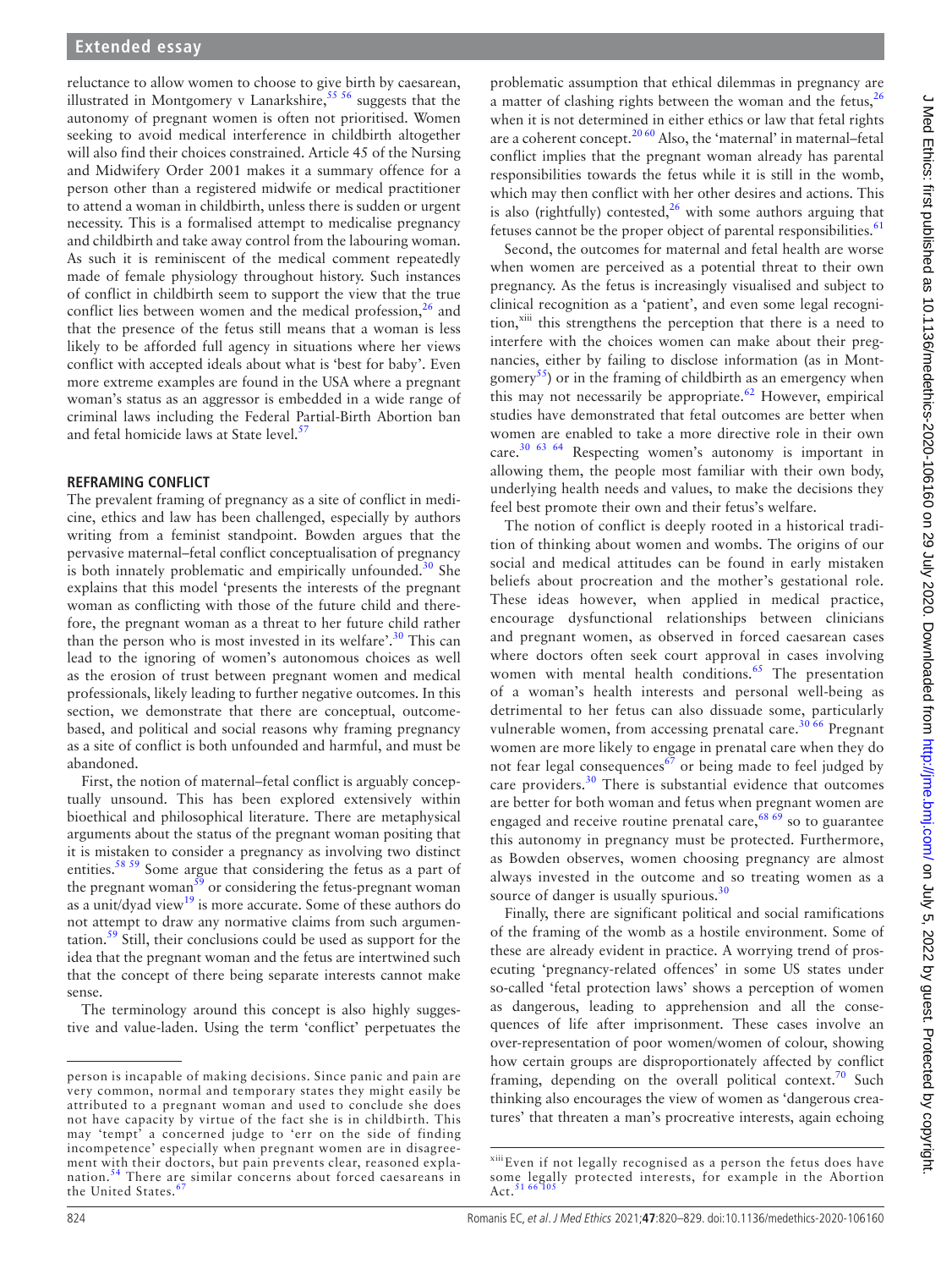reluctance to allow women to choose to give birth by caesarean, illustrated in Montgomery v Lanarkshire,[55 56] suggests that the autonomy of pregnant women is often not prioritised. Women seeking to avoid medical interference in childbirth altogether will also find their choices constrained. Article 45 of the Nursing and Midwifery Order 2001 makes it a summary offence for a person other than a registered midwife or medical practitioner to attend a woman in childbirth, unless there is sudden or urgent necessity. This is a formalised attempt to medicalise pregnancy and childbirth and take away control from the labouring woman. As such it is reminiscent of the medical comment repeatedly made of female physiology throughout history. Such instances of conflict in childbirth seem to support the view that the true conflict lies between women and the medical profession,[26] and that the presence of the fetus still means that a woman is less likely to be afforded full agency in situations where her views conflict with accepted ideals about what is 'best for baby'. Even more extreme examples are found in the USA where a pregnant woman's status as an aggressor is embedded in a wide range of criminal laws including the Federal Partial-Birth Abortion ban and fetal homicide laws at State level.[57]

## REFRAMING CONFLICT

The prevalent framing of pregnancy as a site of conflict in medicine, ethics and law has been challenged, especially by authors writing from a feminist standpoint. Bowden argues that the pervasive maternal–fetal conflict conceptualisation of pregnancy is both innately problematic and empirically unfounded.[30] She explains that this model 'presents the interests of the pregnant woman as conflicting with those of the future child and therefore, the pregnant woman as a threat to her future child rather than the person who is most invested in its welfare'.[30] This can lead to the ignoring of women's autonomous choices as well as the erosion of trust between pregnant women and medical professionals, likely leading to further negative outcomes. In this section, we demonstrate that there are conceptual, outcome-based, and political and social reasons why framing pregnancy as a site of conflict is both unfounded and harmful, and must be abandoned.

First, the notion of maternal–fetal conflict is arguably conceptually unsound. This has been explored extensively within bioethical and philosophical literature. There are metaphysical arguments about the status of the pregnant woman positing that it is mistaken to consider a pregnancy as involving two distinct entities.[58 59] Some argue that considering the fetus as a part of the pregnant woman[59] or considering the fetus-pregnant woman as a unit/dyad view[19] is more accurate. Some of these authors do not attempt to draw any normative claims from such argumentation.[59] Still, their conclusions could be used as support for the idea that the pregnant woman and the fetus are intertwined such that the concept of there being separate interests cannot make sense.

The terminology around this concept is also highly suggestive and value-laden. Using the term 'conflict' perpetuates the problematic assumption that ethical dilemmas in pregnancy are a matter of clashing rights between the woman and the fetus,[26] when it is not determined in either ethics or law that fetal rights are a coherent concept.[20 60] Also, the 'maternal' in maternal–fetal conflict implies that the pregnant woman already has parental responsibilities towards the fetus while it is still in the womb, which may then conflict with her other desires and actions. This is also (rightfully) contested,[26] with some authors arguing that fetuses cannot be the proper object of parental responsibilities.[61]

Second, the outcomes for maternal and fetal health are worse when women are perceived as a potential threat to their own pregnancy. As the fetus is increasingly visualised and subject to clinical recognition as a 'patient', and even some legal recognition,[xiii] this strengthens the perception that there is a need to interfere with the choices women can make about their pregnancies, either by failing to disclose information (as in Montgomery[55]) or in the framing of childbirth as an emergency when this may not necessarily be appropriate.[62] However, empirical studies have demonstrated that fetal outcomes are better when women are enabled to take a more directive role in their own care.[30 63 64] Respecting women's autonomy is important in allowing them, the people most familiar with their own body, underlying health needs and values, to make the decisions they feel best promote their own and their fetus's welfare.

The notion of conflict is deeply rooted in a historical tradition of thinking about women and wombs. The origins of our social and medical attitudes can be found in early mistaken beliefs about procreation and the mother's gestational role. These ideas however, when applied in medical practice, encourage dysfunctional relationships between clinicians and pregnant women, as observed in forced caesarean cases where doctors often seek court approval in cases involving women with mental health conditions.[65] The presentation of a woman's health interests and personal well-being as detrimental to her fetus can also dissuade some, particularly vulnerable women, from accessing prenatal care.[30 66] Pregnant women are more likely to engage in prenatal care when they do not fear legal consequences[67] or being made to feel judged by care providers.[30] There is substantial evidence that outcomes are better for both woman and fetus when pregnant women are engaged and receive routine prenatal care,[68 69] so to guarantee this autonomy in pregnancy must be protected. Furthermore, as Bowden observes, women choosing pregnancy are almost always invested in the outcome and so treating women as a source of danger is usually spurious.[30]

Finally, there are significant political and social ramifications of the framing of the womb as a hostile environment. Some of these are already evident in practice. A worrying trend of prosecuting 'pregnancy-related offences' in some US states under so-called 'fetal protection laws' shows a perception of women as dangerous, leading to apprehension and all the consequences of life after imprisonment. These cases involve an over-representation of poor women/women of colour, showing how certain groups are disproportionately affected by conflict framing, depending on the overall political context.[70] Such thinking also encourages the view of women as 'dangerous creatures' that threaten a man's procreative interests, again echoing

---

person is incapable of making decisions. Since panic and pain are very common, normal and temporary states they might easily be attributed to a pregnant woman and used to conclude she does not have capacity by virtue of the fact she is in childbirth. This may 'tempt' a concerned judge to 'err on the side of finding incompetence' especially when pregnant women are in disagreement with their doctors, but pain prevents clear, reasoned explanation.[54] There are similar concerns about forced caesareans in the United States.[67]

[xiii] Even if not legally recognised as a person the fetus does have some legally protected interests, for example in the Abortion Act.[51 66 105]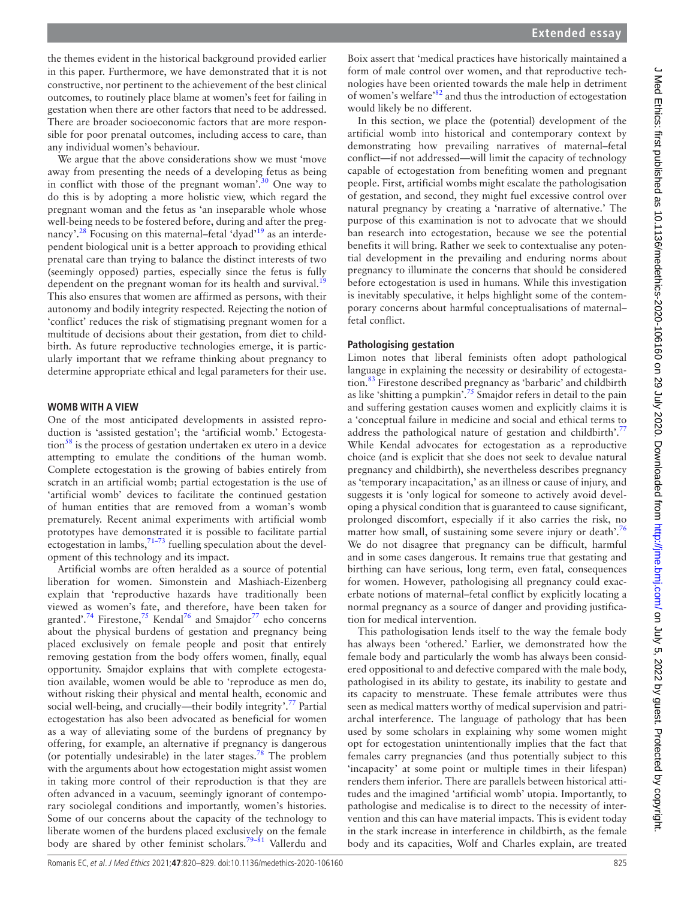the themes evident in the historical background provided earlier in this paper. Furthermore, we have demonstrated that it is not constructive, nor pertinent to the achievement of the best clinical outcomes, to routinely place blame at women's feet for failing in gestation when there are other factors that need to be addressed. There are broader socioeconomic factors that are more responsible for poor prenatal outcomes, including access to care, than any individual women's behaviour.

We argue that the above considerations show we must 'move away from presenting the needs of a developing fetus as being in conflict with those of the pregnant woman'.[30] One way to do this is by adopting a more holistic view, which regard the pregnant woman and the fetus as 'an inseparable whole whose well-being needs to be fostered before, during and after the pregnancy'.[28] Focusing on this maternal–fetal 'dyad'[19] as an interdependent biological unit is a better approach to providing ethical prenatal care than trying to balance the distinct interests of two (seemingly opposed) parties, especially since the fetus is fully dependent on the pregnant woman for its health and survival.[19] This also ensures that women are affirmed as persons, with their autonomy and bodily integrity respected. Rejecting the notion of 'conflict' reduces the risk of stigmatising pregnant women for a multitude of decisions about their gestation, from diet to childbirth. As future reproductive technologies emerge, it is particularly important that we reframe thinking about pregnancy to determine appropriate ethical and legal parameters for their use.

## WOMB WITH A VIEW

One of the most anticipated developments in assisted reproduction is 'assisted gestation'; the 'artificial womb.' Ectogestation[58] is the process of gestation undertaken ex utero in a device attempting to emulate the conditions of the human womb. Complete ectogestation is the growing of babies entirely from scratch in an artificial womb; partial ectogestation is the use of 'artificial womb' devices to facilitate the continued gestation of human entities that are removed from a woman's womb prematurely. Recent animal experiments with artificial womb prototypes have demonstrated it is possible to facilitate partial ectogestation in lambs,[71–73] fuelling speculation about the development of this technology and its impact.

Artificial wombs are often heralded as a source of potential liberation for women. Simonstein and Mashiach-Eizenberg explain that 'reproductive hazards have traditionally been viewed as women's fate, and therefore, have been taken for granted'.[74] Firestone,[75] Kendal[76] and Smajdor[77] echo concerns about the physical burdens of gestation and pregnancy being placed exclusively on female people and posit that entirely removing gestation from the body offers women, finally, equal opportunity. Smajdor explains that with complete ectogestation available, women would be able to 'reproduce as men do, without risking their physical and mental health, economic and social well-being, and crucially—their bodily integrity'.[77] Partial ectogestation has also been advocated as beneficial for women as a way of alleviating some of the burdens of pregnancy by offering, for example, an alternative if pregnancy is dangerous (or potentially undesirable) in the later stages.[78] The problem with the arguments about how ectogestation might assist women in taking more control of their reproduction is that they are often advanced in a vacuum, seemingly ignorant of contemporary sociolegal conditions and importantly, women's histories. Some of our concerns about the capacity of the technology to liberate women of the burdens placed exclusively on the female body are shared by other feminist scholars.[79–81] Vallerdu and Boix assert that 'medical practices have historically maintained a form of male control over women, and that reproductive technologies have been oriented towards the male help in detriment of women's welfare'[82] and thus the introduction of ectogestation would likely be no different.

In this section, we place the (potential) development of the artificial womb into historical and contemporary context by demonstrating how prevailing narratives of maternal–fetal conflict—if not addressed—will limit the capacity of technology capable of ectogestation from benefiting women and pregnant people. First, artificial wombs might escalate the pathologisation of gestation, and second, they might fuel excessive control over natural pregnancy by creating a 'narrative of alternative.' The purpose of this examination is not to advocate that we should ban research into ectogestation, because we see the potential benefits it will bring. Rather we seek to contextualise any potential development in the prevailing and enduring norms about pregnancy to illuminate the concerns that should be considered before ectogestation is used in humans. While this investigation is inevitably speculative, it helps highlight some of the contemporary concerns about harmful conceptualisations of maternal–fetal conflict.

### Pathologising gestation

Limon notes that liberal feminists often adopt pathological language in explaining the necessity or desirability of ectogestation.[83] Firestone described pregnancy as 'barbaric' and childbirth as like 'shitting a pumpkin'.[75] Smajdor refers in detail to the pain and suffering gestation causes women and explicitly claims it is a 'conceptual failure in medicine and social and ethical terms to address the pathological nature of gestation and childbirth'.[77] While Kendal advocates for ectogestation as a reproductive choice (and is explicit that she does not seek to devalue natural pregnancy and childbirth), she nevertheless describes pregnancy as 'temporary incapacitation,' as an illness or cause of injury, and suggests it is 'only logical for someone to actively avoid developing a physical condition that is guaranteed to cause significant, prolonged discomfort, especially if it also carries the risk, no matter how small, of sustaining some severe injury or death'.[76] We do not disagree that pregnancy can be difficult, harmful and in some cases dangerous. It remains true that gestating and birthing can have serious, long term, even fatal, consequences for women. However, pathologising all pregnancy could exacerbate notions of maternal–fetal conflict by explicitly locating a normal pregnancy as a source of danger and providing justification for medical intervention.

This pathologisation lends itself to the way the female body has always been 'othered.' Earlier, we demonstrated how the female body and particularly the womb has always been considered oppositional to and defective compared with the male body, pathologised in its ability to gestate, its inability to gestate and its capacity to menstruate. These female attributes were thus seen as medical matters worthy of medical supervision and patriarchal interference. The language of pathology that has been used by some scholars in explaining why some women might opt for ectogestation unintentionally implies that the fact that females carry pregnancies (and thus potentially subject to this 'incapacity' at some point or multiple times in their lifespan) renders them inferior. There are parallels between historical attitudes and the imagined 'artificial womb' utopia. Importantly, to pathologise and medicalise is to direct to the necessity of intervention and this can have material impacts. This is evident today in the stark increase in interference in childbirth, as the female body and its capacities, Wolf and Charles explain, are treated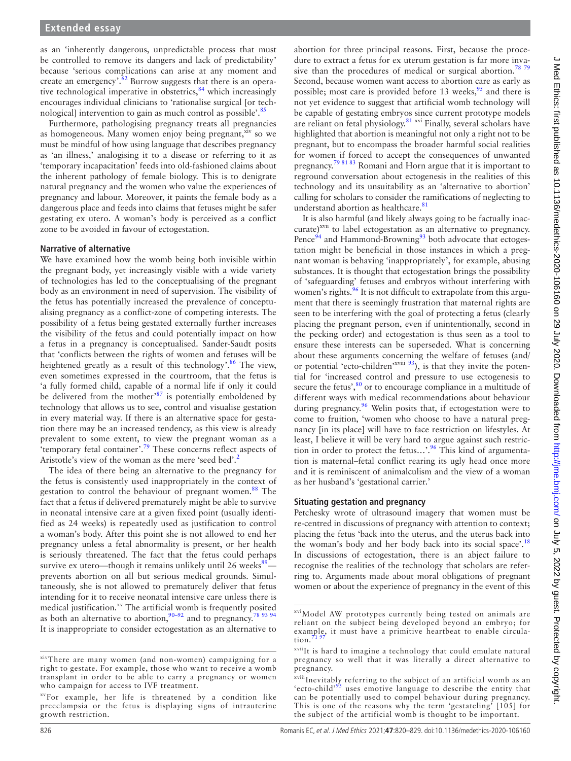as an 'inherently dangerous, unpredictable process that must be controlled to remove its dangers and lack of predictability' because 'serious complications can arise at any moment and create an emergency'.[62] Burrow suggests that there is an operative technological imperative in obstetrics,[84] which increasingly encourages individual clinicians to 'rationalise surgical [or technological] intervention to gain as much control as possible'.[85]

Furthermore, pathologising pregnancy treats all pregnancies as homogeneous. Many women enjoy being pregnant,[xiv] so we must be mindful of how using language that describes pregnancy as 'an illness,' analogising it to a disease or referring to it as 'temporary incapacitation' feeds into old-fashioned claims about the inherent pathology of female biology. This is to denigrate natural pregnancy and the women who value the experiences of pregnancy and labour. Moreover, it paints the female body as a dangerous place and feeds into claims that fetuses might be safer gestating ex utero. A woman's body is perceived as a conflict zone to be avoided in favour of ectogestation.

## Narrative of alternative

We have examined how the womb being both invisible within the pregnant body, yet increasingly visible with a wide variety of technologies has led to the conceptualising of the pregnant body as an environment in need of supervision. The visibility of the fetus has potentially increased the prevalence of conceptualising pregnancy as a conflict-zone of competing interests. The possibility of a fetus being gestated externally further increases the visibility of the fetus and could potentially impact on how a fetus in a pregnancy is conceptualised. Sander-Saudt posits that 'conflicts between the rights of women and fetuses will be heightened greatly as a result of this technology'.[86] The view, even sometimes expressed in the courtroom, that the fetus is 'a fully formed child, capable of a normal life if only it could be delivered from the mother'[87] is potentially emboldened by technology that allows us to see, control and visualise gestation in every material way. If there is an alternative space for gestation there may be an increased tendency, as this view is already prevalent to some extent, to view the pregnant woman as a 'temporary fetal container'.[79] These concerns reflect aspects of Aristotle's view of the woman as the mere 'seed bed'.[2]

The idea of there being an alternative to the pregnancy for the fetus is consistently used inappropriately in the context of gestation to control the behaviour of pregnant women.[88] The fact that a fetus if delivered prematurely might be able to survive in neonatal intensive care at a given fixed point (usually identified as 24 weeks) is repeatedly used as justification to control a woman's body. After this point she is not allowed to end her pregnancy unless a fetal abnormality is present, or her health is seriously threatened. The fact that the fetus could perhaps survive ex utero—though it remains unlikely until 26 weeks[89]—prevents abortion on all but serious medical grounds. Simultaneously, she is not allowed to prematurely deliver that fetus intending for it to receive neonatal intensive care unless there is medical justification.[xv] The artificial womb is frequently posited as both an alternative to abortion,[90–92] and to pregnancy.[78 93 94] It is inappropriate to consider ectogestation as an alternative to abortion for three principal reasons. First, because the procedure to extract a fetus for ex uterum gestation is far more invasive than the procedures of medical or surgical abortion.[78 79] Second, because women want access to abortion care as early as possible; most care is provided before 13 weeks,[95] and there is not yet evidence to suggest that artificial womb technology will be capable of gestating embryos since current prototype models are reliant on fetal physiology.[81] [xvi] Finally, several scholars have highlighted that abortion is meaningful not only a right not to be pregnant, but to encompass the broader harmful social realities for women if forced to accept the consequences of unwanted pregnancy.[79 81 83] Romani and Horn argue that it is important to reground conversation about ectogenesis in the realities of this technology and its unsuitability as an 'alternative to abortion' calling for scholars to consider the ramifications of neglecting to understand abortion as healthcare.[81]

It is also harmful (and likely always going to be factually inaccurate)[xvii] to label ectogestation as an alternative to pregnancy. Pence[94] and Hammond-Browning[93] both advocate that ectogestation might be beneficial in those instances in which a pregnant woman is behaving 'inappropriately', for example, abusing substances. It is thought that ectogestation brings the possibility of 'safeguarding' fetuses and embryos without interfering with women's rights.[96] It is not difficult to extrapolate from this argument that there is seemingly frustration that maternal rights are seen to be interfering with the goal of protecting a fetus (clearly placing the pregnant person, even if unintentionally, second in the pecking order) and ectogestation is thus seen as a tool to ensure these interests can be superseded. What is concerning about these arguments concerning the welfare of fetuses (and/or potential 'ecto-children'[xviii 93]), is that they invite the potential for 'increased control and pressure to use ectogenesis to secure the fetus',[80] or to encourage compliance in a multitude of different ways with medical recommendations about behaviour during pregnancy.[96] Welin posits that, if ectogestation were to come to fruition, 'women who choose to have a natural pregnancy [in its place] will have to face restriction on lifestyles. At least, I believe it will be very hard to argue against such restriction in order to protect the fetus…'.[96] This kind of argumentation is maternal–fetal conflict rearing its ugly head once more and it is reminiscent of animalculism and the view of a woman as her husband's 'gestational carrier.'

## Situating gestation and pregnancy

Petchesky wrote of ultrasound imagery that women must be re-centred in discussions of pregnancy with attention to context; placing the fetus 'back into the uterus, and the uterus back into the woman's body and her body back into its social space'.[18] In discussions of ectogestation, there is an abject failure to recognise the realities of the technology that scholars are referring to. Arguments made about moral obligations of pregnant women or about the experience of pregnancy in the event of this

---

[xiv] There are many women (and non-women) campaigning for a right to gestate. For example, those who want to receive a womb transplant in order to be able to carry a pregnancy or women who campaign for access to IVF treatment.

[xv] For example, her life is threatened by a condition like preeclampsia or the fetus is displaying signs of intrauterine growth restriction.

[xvi] Model AW prototypes currently being tested on animals are reliant on the subject being developed beyond an embryo; for example, it must have a primitive heartbeat to enable circulation.[71 97]

[xvii] It is hard to imagine a technology that could emulate natural pregnancy so well that it was literally a direct alternative to pregnancy.

[xviii] Inevitably referring to the subject of an artificial womb as an 'ecto-child'[93] uses emotive language to describe the entity that can be potentially used to compel behaviour during pregnancy. This is one of the reasons why the term 'gestateling' [105] for the subject of the artificial womb is thought to be important.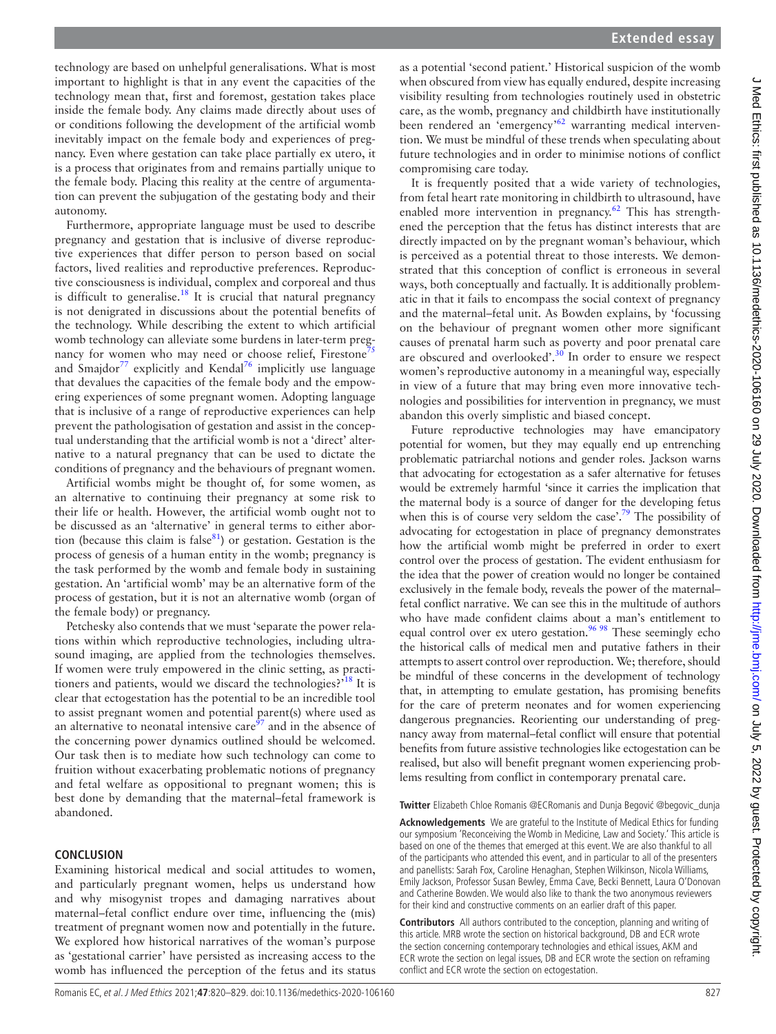technology are based on unhelpful generalisations. What is most important to highlight is that in any event the capacities of the technology mean that, first and foremost, gestation takes place inside the female body. Any claims made directly about uses of or conditions following the development of the artificial womb inevitably impact on the female body and experiences of pregnancy. Even where gestation can take place partially ex utero, it is a process that originates from and remains partially unique to the female body. Placing this reality at the centre of argumentation can prevent the subjugation of the gestating body and their autonomy.

Furthermore, appropriate language must be used to describe pregnancy and gestation that is inclusive of diverse reproductive experiences that differ person to person based on social factors, lived realities and reproductive preferences. Reproductive consciousness is individual, complex and corporeal and thus is difficult to generalise.[18] It is crucial that natural pregnancy is not denigrated in discussions about the potential benefits of the technology. While describing the extent to which artificial womb technology can alleviate some burdens in later-term pregnancy for women who may need or choose relief, Firestone[75] and Smajdor[77] explicitly and Kendal[76] implicitly use language that devalues the capacities of the female body and the empowering experiences of some pregnant women. Adopting language that is inclusive of a range of reproductive experiences can help prevent the pathologisation of gestation and assist in the conceptual understanding that the artificial womb is not a 'direct' alternative to a natural pregnancy that can be used to dictate the conditions of pregnancy and the behaviours of pregnant women.

Artificial wombs might be thought of, for some women, as an alternative to continuing their pregnancy at some risk to their life or health. However, the artificial womb ought not to be discussed as an 'alternative' in general terms to either abortion (because this claim is false[81]) or gestation. Gestation is the process of genesis of a human entity in the womb; pregnancy is the task performed by the womb and female body in sustaining gestation. An 'artificial womb' may be an alternative form of the process of gestation, but it is not an alternative womb (organ of the female body) or pregnancy.

Petchesky also contends that we must 'separate the power relations within which reproductive technologies, including ultrasound imaging, are applied from the technologies themselves. If women were truly empowered in the clinic setting, as practitioners and patients, would we discard the technologies?'[18] It is clear that ectogestation has the potential to be an incredible tool to assist pregnant women and potential parent(s) where used as an alternative to neonatal intensive care[97] and in the absence of the concerning power dynamics outlined should be welcomed. Our task then is to mediate how such technology can come to fruition without exacerbating problematic notions of pregnancy and fetal welfare as oppositional to pregnant women; this is best done by demanding that the maternal–fetal framework is abandoned.

## CONCLUSION

Examining historical medical and social attitudes to women, and particularly pregnant women, helps us understand how and why misogynist tropes and damaging narratives about maternal–fetal conflict endure over time, influencing the (mis) treatment of pregnant women now and potentially in the future. We explored how historical narratives of the woman's purpose as 'gestational carrier' have persisted as increasing access to the womb has influenced the perception of the fetus and its status as a potential 'second patient.' Historical suspicion of the womb when obscured from view has equally endured, despite increasing visibility resulting from technologies routinely used in obstetric care, as the womb, pregnancy and childbirth have institutionally been rendered an 'emergency'[62] warranting medical intervention. We must be mindful of these trends when speculating about future technologies and in order to minimise notions of conflict compromising care today.

It is frequently posited that a wide variety of technologies, from fetal heart rate monitoring in childbirth to ultrasound, have enabled more intervention in pregnancy.[62] This has strengthened the perception that the fetus has distinct interests that are directly impacted on by the pregnant woman's behaviour, which is perceived as a potential threat to those interests. We demonstrated that this conception of conflict is erroneous in several ways, both conceptually and factually. It is additionally problematic in that it fails to encompass the social context of pregnancy and the maternal–fetal unit. As Bowden explains, by 'focussing on the behaviour of pregnant women other more significant causes of prenatal harm such as poverty and poor prenatal care are obscured and overlooked'.[30] In order to ensure we respect women's reproductive autonomy in a meaningful way, especially in view of a future that may bring even more innovative technologies and possibilities for intervention in pregnancy, we must abandon this overly simplistic and biased concept.

Future reproductive technologies may have emancipatory potential for women, but they may equally end up entrenching problematic patriarchal notions and gender roles. Jackson warns that advocating for ectogestation as a safer alternative for fetuses would be extremely harmful 'since it carries the implication that the maternal body is a source of danger for the developing fetus when this is of course very seldom the case'.[79] The possibility of advocating for ectogestation in place of pregnancy demonstrates how the artificial womb might be preferred in order to exert control over the process of gestation. The evident enthusiasm for the idea that the power of creation would no longer be contained exclusively in the female body, reveals the power of the maternal–fetal conflict narrative. We can see this in the multitude of authors who have made confident claims about a man's entitlement to equal control over ex utero gestation.[96 98] These seemingly echo the historical calls of medical men and putative fathers in their attempts to assert control over reproduction. We; therefore, should be mindful of these concerns in the development of technology that, in attempting to emulate gestation, has promising benefits for the care of preterm neonates and for women experiencing dangerous pregnancies. Reorienting our understanding of pregnancy away from maternal–fetal conflict will ensure that potential benefits from future assistive technologies like ectogestation can be realised, but also will benefit pregnant women experiencing problems resulting from conflict in contemporary prenatal care.

**Twitter** Elizabeth Chloe Romanis @ECRomanis and Dunja Begović @begovic_dunja

**Acknowledgements** We are grateful to the Institute of Medical Ethics for funding our symposium 'Reconceiving the Womb in Medicine, Law and Society.' This article is based on one of the themes that emerged at this event. We are also thankful to all of the participants who attended this event, and in particular to all of the presenters and panellists: Sarah Fox, Caroline Henaghan, Stephen Wilkinson, Nicola Williams, Emily Jackson, Professor Susan Bewley, Emma Cave, Becki Bennett, Laura O'Donovan and Catherine Bowden. We would also like to thank the two anonymous reviewers for their kind and constructive comments on an earlier draft of this paper.

**Contributors** All authors contributed to the conception, planning and writing of this article. MRB wrote the section on historical background, DB and ECR wrote the section concerning contemporary technologies and ethical issues, AKM and ECR wrote the section on legal issues, DB and ECR wrote the section on reframing conflict and ECR wrote the section on ectogestation.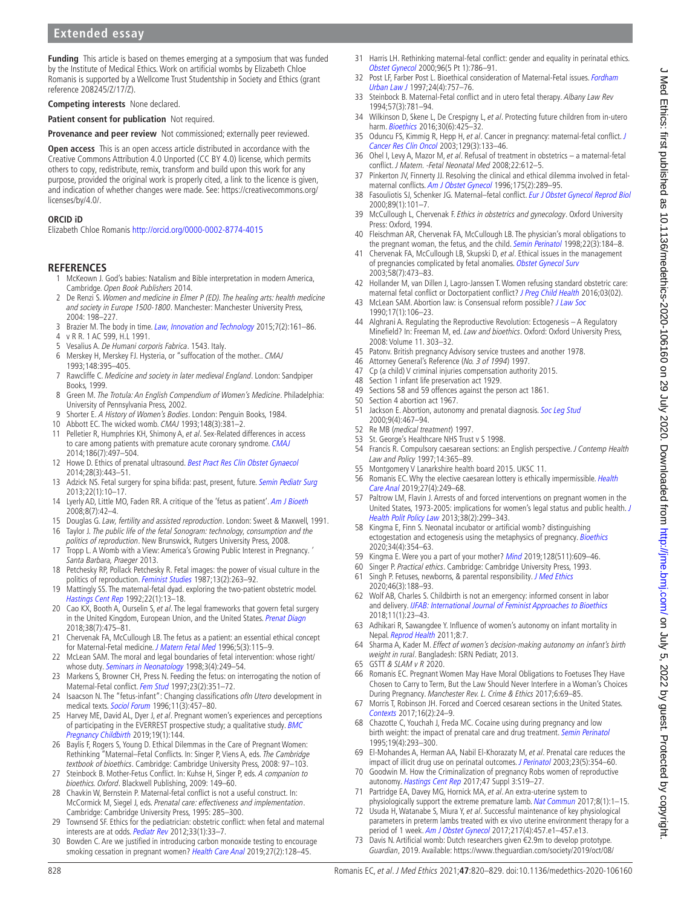**Funding** This article is based on themes emerging at a symposium that was funded by the Institute of Medical Ethics. Work on artificial wombs by Elizabeth Chloe Romanis is supported by a Wellcome Trust Studentship in Society and Ethics (grant reference 208245/Z/17/Z).

**Competing interests** None declared.

**Patient consent for publication** Not required.

**Provenance and peer review** Not commissioned; externally peer reviewed.

**Open access** This is an open access article distributed in accordance with the Creative Commons Attribution 4.0 Unported (CC BY 4.0) license, which permits others to copy, redistribute, remix, transform and build upon this work for any purpose, provided the original work is properly cited, a link to the licence is given, and indication of whether changes were made. See: https://creativecommons.org/licenses/by/4.0/.

**ORCID iD**

Elizabeth Chloe Romanis http://orcid.org/0000-0002-8774-4015

## REFERENCES

1. McKeown J. God's babies: Natalism and Bible interpretation in modern America, Cambridge. *Open Book Publishers* 2014.
2. De Renzi S. *Women and medicine in Elmer P (ED). The healing arts: health medicine and society in Europe 1500-1800*. Manchester: Manchester University Press, 2004: 198–227.
3. Brazier M. The body in time. *Law, Innovation and Technology* 2015;7(2):161–86.
4. v R R. 1 AC 599, H.L 1991.
5. Vesalius A. *De Humani corporis Fabrica*. 1543. Italy.
6. Merskey H, Merskey FJ. Hysteria, or "suffocation of the mother.. *CMAJ* 1993;148:395–405.
7. Rawcliffe C. *Medicine and society in later medieval England*. London: Sandpiper Books, 1999.
8. Green M. *The Trotula: An English Compendium of Women's Medicine*. Philadelphia: University of Pennsylvania Press, 2002.
9. Shorter E. *A History of Women's Bodies*. London: Penguin Books, 1984.
10. Abbott EC. The wicked womb. *CMAJ* 1993;148(3):381–2.
11. Pelletier R, Humphries KH, Shimony A, *et al*. Sex-Related differences in access to care among patients with premature acute coronary syndrome. *CMAJ* 2014;186(7):497–504.
12. Howe D. Ethics of prenatal ultrasound. *Best Pract Res Clin Obstet Gynaecol* 2014;28(3):443–51.
13. Adzick NS. Fetal surgery for spina bifida: past, present, future. *Semin Pediatr Surg* 2013;22(1):10–17.
14. Lyerly AD, Little MO, Faden RR. A critique of the 'fetus as patient'. *Am J Bioeth* 2008;8(7):42–4.
15. Douglas G. *Law, fertility and assisted reproduction*. London: Sweet & Maxwell, 1991.
16. Taylor J. *The public life of the fetal Sonogram: technology, consumption and the politics of reproduction*. New Brunswick, Rutgers University Press, 2008.
17. Tropp L. A Womb with a View: America's Growing Public Interest in Pregnancy. ' *Santa Barbara, Praeger* 2013.
18. Petchesky RP, Pollack Petchesky R. Fetal images: the power of visual culture in the politics of reproduction. *Feminist Studies* 1987;13(2):263–92.
19. Mattingly SS. The maternal-fetal dyad. exploring the two-patient obstetric model. *Hastings Cent Rep* 1992;22(1):13–18.
20. Cao KX, Booth A, Ourselin S, *et al*. The legal frameworks that govern fetal surgery in the United Kingdom, European Union, and the United States. *Prenat Diagn* 2018;38(7):475–81.
21. Chervenak FA, McCullough LB. The fetus as a patient: an essential ethical concept for Maternal-Fetal medicine. *J Matern Fetal Med* 1996;5(3):115–9.
22. McLean SAM. The moral and legal boundaries of fetal intervention: whose right/whose duty. *Seminars in Neonatology* 1998;3(4):249–54.
23. Markens S, Browner CH, Press N. Feeding the fetus: on interrogating the notion of Maternal-Fetal conflict. *Fem Stud* 1997;23(2):351–72.
24. Isaacson N. The "fetus-infant": Changing classifications ofIn Utero development in medical texts. *Sociol Forum* 1996;11(3):457–80.
25. Harvey ME, David AL, Dyer J, *et al*. Pregnant women's experiences and perceptions of participating in the EVERREST prospective study; a qualitative study. *BMC Pregnancy Childbirth* 2019;19(1):144.
26. Baylis F, Rogers S, Young D. Ethical Dilemmas in the Care of Pregnant Women: Rethinking "Maternal–Fetal Conflicts. In: Singer P, Viens A, eds. *The Cambridge textbook of bioethics*. Cambridge: Cambridge University Press, 2008: 97–103.
27. Steinbock B. Mother-Fetus Conflict. In: Kuhse H, Singer P, eds. *A companion to bioethics. Oxford*. Blackwell Publishing, 2009: 149–60.
28. Chavkin W, Bernstein P. Maternal-fetal conflict is not a useful construct. In: McCormick M, Siegel J, eds. *Prenatal care: effectiveness and implementation*. Cambridge: Cambridge University Press, 1995: 285–300.
29. Townsend SF. Ethics for the pediatrician: obstetric conflict: when fetal and maternal interests are at odds. *Pediatr Rev* 2012;33(1):33–7.
30. Bowden C. Are we justified in introducing carbon monoxide testing to encourage smoking cessation in pregnant women? *Health Care Anal* 2019;27(2):128–45.
31. Harris LH. Rethinking maternal-fetal conflict: gender and equality in perinatal ethics. *Obstet Gynecol* 2000;96(5 Pt 1):786–91.
32. Post LF, Farber Post L. Bioethical consideration of Maternal-Fetal issues. *Fordham Urban Law J* 1997;24(4):757–76.
33. Steinbock B. Maternal-Fetal conflict and in utero fetal therapy. *Albany Law Rev* 1994;57(3):781–94.
34. Wilkinson D, Skene L, De Crespigny L, *et al*. Protecting future children from in-utero harm. *Bioethics* 2016;30(6):425–32.
35. Oduncu FS, Kimmig R, Hepp H, *et al*. Cancer in pregnancy: maternal-fetal conflict. *J Cancer Res Clin Oncol* 2003;129(3):133–46.
36. Ohel I, Levy A, Mazor M, *et al*. Refusal of treatment in obstetrics – a maternal-fetal conflict. *J Matern. -Fetal Neonatal Med* 2008;22:612–5.
37. Pinkerton JV, Finnerty JJ. Resolving the clinical and ethical dilemma involved in fetal-maternal conflicts. *Am J Obstet Gynecol* 1996;175(2):289–95.
38. Fasouliotis SJ, Schenker JG. Maternal–fetal conflict. *Eur J Obstet Gynecol Reprod Biol* 2000;89(1):101–7.
39. McCullough L, Chervenak F. *Ethics in obstetrics and gynecology*. Oxford University Press: Oxford, 1994.
40. Fleischman AR, Chervenak FA, McCullough LB. The physician's moral obligations to the pregnant woman, the fetus, and the child. *Semin Perinatol* 1998;22(3):184–8.
41. Chervenak FA, McCullough LB, Skupski D, *et al*. Ethical issues in the management of pregnancies complicated by fetal anomalies. *Obstet Gynecol Surv* 2003;58(7):473–83.
42. Hollander M, van Dillen J, Lagro-Janssen T. Women refusing standard obstetric care: maternal fetal conflict or Doctorpatient conflict? *J Preg Child Health* 2016;03(02).
43. McLean SAM. Abortion law: is Consensual reform possible? *J Law Soc* 1990;17(1):106–23.
44. Alghrani A. Regulating the Reproductive Revolution: Ectogenesis – A Regulatory Minefield? In: Freeman M, ed. *Law and bioethics*. Oxford: Oxford University Press, 2008: Volume 11. 303–32.
45. Patonv. British pregnancy Advisory service trustees and another 1978.
46. Attorney General's Reference (*No. 3 of 1994*) 1997.
47. Cp (a child) V criminal injuries compensation authority 2015.
48. Section 1 infant life preservation act 1929.
49. Sections 58 and 59 offences against the person act 1861.
50. Section 4 abortion act 1967.
51. Jackson E. Abortion, autonomy and prenatal diagnosis. *Soc Leg Stud* 2000;9(4):467–94.
52. Re MB (*medical treatment*) 1997.
53. St. George's Healthcare NHS Trust v S 1998.
54. Francis R. Compulsory caesarean sections: an English perspective. *J Contemp Health Law and Policy* 1997;14:365–89.
55. Montgomery V Lanarkshire health board 2015. UKSC 11.
56. Romanis EC. Why the elective caesarean lottery is ethically impermissible. *Health Care Anal* 2019;27(4):249–68.
57. Paltrow LM, Flavin J. Arrests of and forced interventions on pregnant women in the United States, 1973-2005: implications for women's legal status and public health. *J Health Polit Policy Law* 2013;38(2):299–343.
58. Kingma E, Finn S. Neonatal incubator or artificial womb? distinguishing ectogestation and ectogenesis using the metaphysics of pregnancy. *Bioethics* 2020;34(4):354–63.
59. Kingma E. Were you a part of your mother? *Mind* 2019;128(511):609–46.
60. Singer P. *Practical ethics*. Cambridge: Cambridge University Press, 1993.
61. Singh P. Fetuses, newborns, & parental responsibility. *J Med Ethics* 2020;46(3):188–93.
62. Wolf AB, Charles S. Childbirth is not an emergency: informed consent in labor and delivery. *IJFAB: International Journal of Feminist Approaches to Bioethics* 2018;11(1):23–43.
63. Adhikari R, Sawangdee Y. Influence of women's autonomy on infant mortality in Nepal. *Reprod Health* 2011;8:7.
64. Sharma A, Kader M. *Effect of women's decision-making autonomy on infant's birth weight in rural*. Bangladesh: ISRN Pediatr, 2013.
65. GSTT *& SLAM v R* 2020.
66. Romanis EC. Pregnant Women May Have Moral Obligations to Foetuses They Have Chosen to Carry to Term, But the Law Should Never Interfere in a Woman's Choices During Pregnancy. *Manchester Rev. L. Crime & Ethics* 2017;6:69–85.
67. Morris T, Robinson JH. Forced and Coerced cesarean sections in the United States. *Contexts* 2017;16(2):24–9.
68. Chazotte C, Youchah J, Freda MC. Cocaine using during pregnancy and low birth weight: the impact of prenatal care and drug treatment. *Semin Perinatol* 1995;19(4):293–300.
69. El-Mohandes A, Herman AA, Nabil El-Khorazaty M, *et al*. Prenatal care reduces the impact of illicit drug use on perinatal outcomes. *J Perinatol* 2003;23(5):354–60.
70. Goodwin M. How the Criminalization of pregnancy Robs women of reproductive autonomy. *Hastings Cent Rep* 2017;47 Suppl 3:S19–27.
71. Partridge EA, Davey MG, Hornick MA, *et al*. An extra-uterine system to physiologically support the extreme premature lamb. *Nat Commun* 2017;8(1):1–15.
72. Usuda H, Watanabe S, Miura Y, *et al*. Successful maintenance of key physiological parameters in preterm lambs treated with ex vivo uterine environment therapy for a period of 1 week. *Am J Obstet Gynecol* 2017;217(4):457.e1–457.e13.
73. Davis N. Artificial womb: Dutch researchers given €2.9m to develop prototype. *Guardian*, 2019. Available: https://www.theguardian.com/society/2019/oct/08/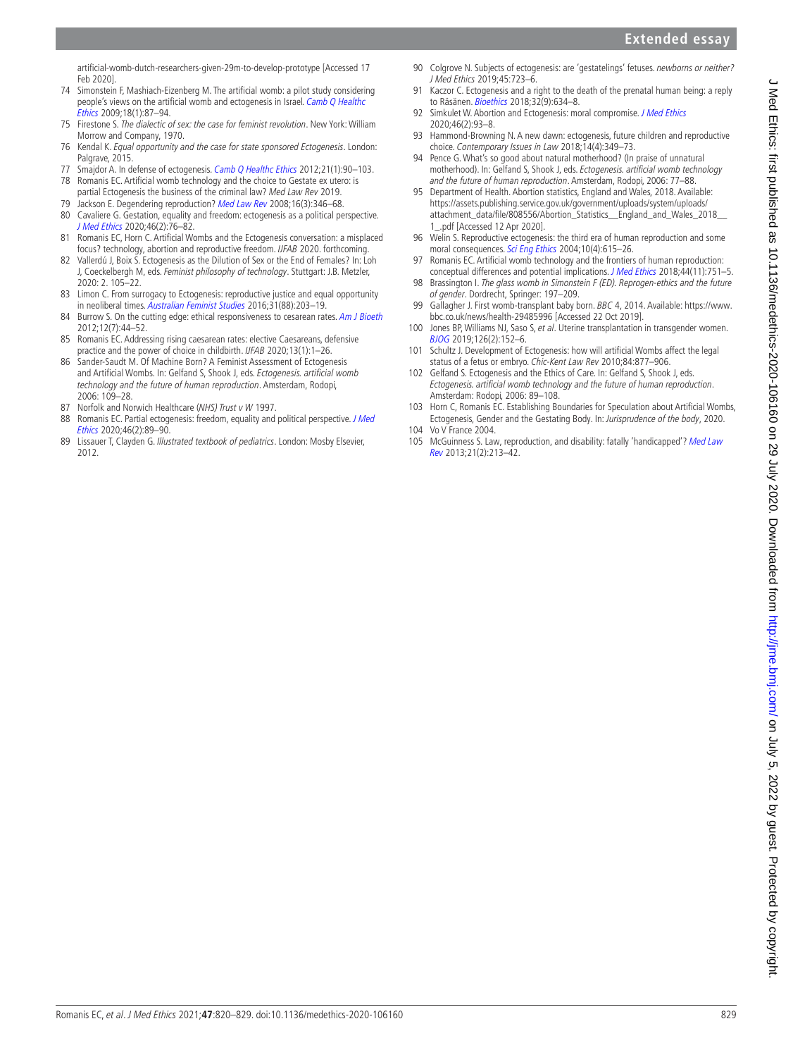artificial-womb-dutch-researchers-given-29m-to-develop-prototype [Accessed 17 Feb 2020].

74 Simonstein F, Mashiach-Eizenberg M. The artificial womb: a pilot study considering people's views on the artificial womb and ectogenesis in Israel. *Camb Q Healthc Ethics* 2009;18(1):87–94.
75 Firestone S. *The dialectic of sex: the case for feminist revolution*. New York: William Morrow and Company, 1970.
76 Kendal K. *Equal opportunity and the case for state sponsored Ectogenesis*. London: Palgrave, 2015.
77 Smajdor A. In defense of ectogenesis. *Camb Q Healthc Ethics* 2012;21(1):90–103.
78 Romanis EC. Artificial womb technology and the choice to Gestate ex utero: is partial Ectogenesis the business of the criminal law? *Med Law Rev* 2019.
79 Jackson E. Degendering reproduction? *Med Law Rev* 2008;16(3):346–68.
80 Cavaliere G. Gestation, equality and freedom: ectogenesis as a political perspective. *J Med Ethics* 2020;46(2):76–82.
81 Romanis EC, Horn C. Artificial Wombs and the Ectogenesis conversation: a misplaced focus? technology, abortion and reproductive freedom. *IJFAB* 2020. forthcoming.
82 Vallerdú J, Boix S. Ectogenesis as the Dilution of Sex or the End of Females? In: Loh J, Coeckelbergh M, eds. *Feminist philosophy of technology*. Stuttgart: J.B. Metzler, 2020: 2. 105–22.
83 Limon C. From surrogacy to Ectogenesis: reproductive justice and equal opportunity in neoliberal times. *Australian Feminist Studies* 2016;31(88):203–19.
84 Burrow S. On the cutting edge: ethical responsiveness to cesarean rates. *Am J Bioeth* 2012;12(7):44–52.
85 Romanis EC. Addressing rising caesarean rates: elective Caesareans, defensive practice and the power of choice in childbirth. *IJFAB* 2020;13(1):1–26.
86 Sander-Saudt M. Of Machine Born? A Feminist Assessment of Ectogenesis and Artificial Wombs. In: Gelfand S, Shook J, eds. *Ectogenesis. artificial womb technology and the future of human reproduction*. Amsterdam, Rodopi, 2006: 109–28.
87 Norfolk and Norwich Healthcare (*NHS) Trust v W* 1997.
88 Romanis EC. Partial ectogenesis: freedom, equality and political perspective. *J Med Ethics* 2020;46(2):89–90.
89 Lissauer T, Clayden G. *Illustrated textbook of pediatrics*. London: Mosby Elsevier, 2012.
90 Colgrove N. Subjects of ectogenesis: are 'gestatelings' fetuses. *newborns or neither? J Med Ethics* 2019;45:723–6.
91 Kaczor C. Ectogenesis and a right to the death of the prenatal human being: a reply to Räsänen. *Bioethics* 2018;32(9):634–8.
92 Simkulet W. Abortion and Ectogenesis: moral compromise. *J Med Ethics* 2020;46(2):93–8.
93 Hammond-Browning N. A new dawn: ectogenesis, future children and reproductive choice. *Contemporary Issues in Law* 2018;14(4):349–73.
94 Pence G. What's so good about natural motherhood? (In praise of unnatural motherhood). In: Gelfand S, Shook J, eds. *Ectogenesis. artificial womb technology and the future of human reproduction*. Amsterdam, Rodopi, 2006: 77–88.
95 Department of Health. Abortion statistics, England and Wales, 2018. Available: https://assets.publishing.service.gov.uk/government/uploads/system/uploads/attachment_data/file/808556/Abortion_Statistics__England_and_Wales_2018__1_.pdf [Accessed 12 Apr 2020].
96 Welin S. Reproductive ectogenesis: the third era of human reproduction and some moral consequences. *Sci Eng Ethics* 2004;10(4):615–26.
97 Romanis EC. Artificial womb technology and the frontiers of human reproduction: conceptual differences and potential implications. *J Med Ethics* 2018;44(11):751–5.
98 Brassington I. *The glass womb in Simonstein F (ED). Reprogen-ethics and the future of gender*. Dordrecht, Springer: 197–209.
99 Gallagher J. First womb-transplant baby born. *BBC* 4, 2014. Available: https://www.bbc.co.uk/news/health-29485996 [Accessed 22 Oct 2019].
100 Jones BP, Williams NJ, Saso S, *et al*. Uterine transplantation in transgender women. *BJOG* 2019;126(2):152–6.
101 Schultz J. Development of Ectogenesis: how will artificial Wombs affect the legal status of a fetus or embryo. *Chic-Kent Law Rev* 2010;84:877–906.
102 Gelfand S. Ectogenesis and the Ethics of Care. In: Gelfand S, Shook J, eds. *Ectogenesis. artificial womb technology and the future of human reproduction*. Amsterdam: Rodopi, 2006: 89–108.
103 Horn C, Romanis EC. Establishing Boundaries for Speculation about Artificial Wombs, Ectogenesis, Gender and the Gestating Body. In: *Jurisprudence of the body*, 2020.
104 Vo V France 2004.
105 McGuinness S. Law, reproduction, and disability: fatally 'handicapped'? *Med Law Rev* 2013;21(2):213–42.